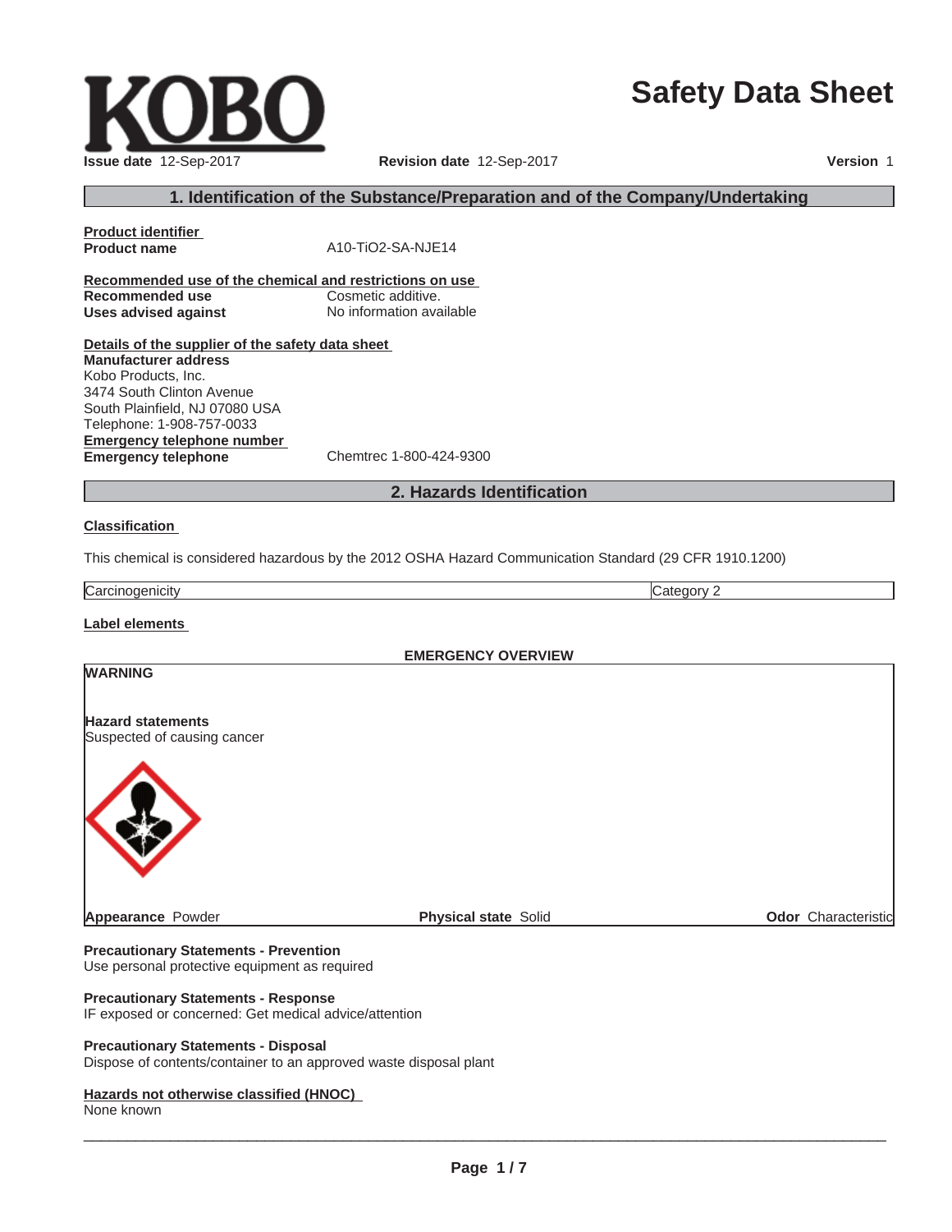KOBO

# Safety Data Sheet

**Issue date** 12-Sep-2017 **Revision date** 12-Sep-2017 **Version** 1

## 1. Identification of the Substance/Preparation and of the Company/Undertaking

**Product identifier**

**Product name** A10-TiO2-SA-NJE14

**Recommended use of the chemical and restrictions on use**

**Recommended use** Cosmetic additive.

**Uses advised against** No information available

**Details of the supplier of the safety data sheet**

**Manufacturer address**

Kobo Products, Inc.
3474 South Clinton Avenue
South Plainfield, NJ 07080 USA
Telephone: 1-908-757-0033

**Emergency telephone number**

**Emergency telephone** Chemtrec 1-800-424-9300

## 2. Hazards Identification

**Classification**

This chemical is considered hazardous by the 2012 OSHA Hazard Communication Standard (29 CFR 1910.1200)

| Carcinogenicity | Category 2 |
|---|---|

**Label elements**

**EMERGENCY OVERVIEW**

**WARNING**

**Hazard statements**

Suspected of causing cancer

**Appearance** Powder **Physical state** Solid **Odor** Characteristic

**Precautionary Statements - Prevention**

Use personal protective equipment as required

**Precautionary Statements - Response**

IF exposed or concerned: Get medical advice/attention

**Precautionary Statements - Disposal**

Dispose of contents/container to an approved waste disposal plant

**Hazards not otherwise classified (HNOC)**

None known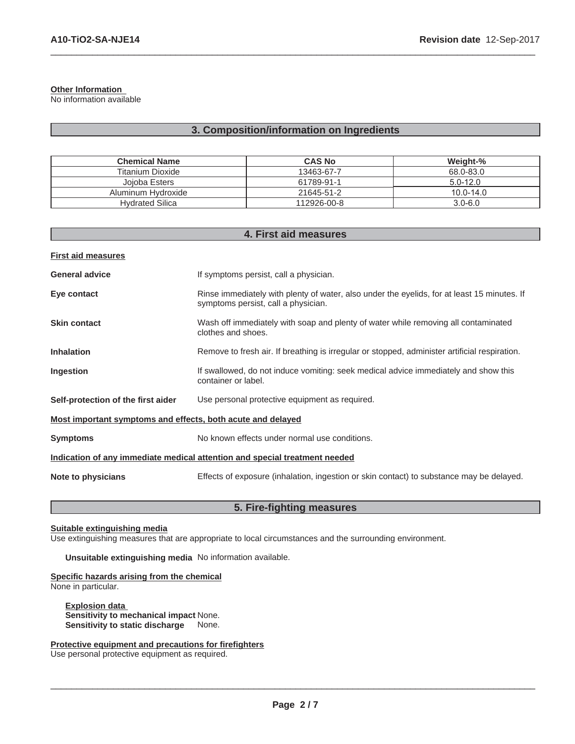**Other Information**
No information available

## 3. Composition/information on Ingredients

| Chemical Name | CAS No | Weight-% |
|---|---|---|
| Titanium Dioxide | 13463-67-7 | 68.0-83.0 |
| Jojoba Esters | 61789-91-1 | 5.0-12.0 |
| Aluminum Hydroxide | 21645-51-2 | 10.0-14.0 |
| Hydrated Silica | 112926-00-8 | 3.0-6.0 |

## 4. First aid measures

**First aid measures**

**General advice** If symptoms persist, call a physician.

**Eye contact** Rinse immediately with plenty of water, also under the eyelids, for at least 15 minutes. If symptoms persist, call a physician.

**Skin contact** Wash off immediately with soap and plenty of water while removing all contaminated clothes and shoes.

**Inhalation** Remove to fresh air. If breathing is irregular or stopped, administer artificial respiration.

**Ingestion** If swallowed, do not induce vomiting: seek medical advice immediately and show this container or label.

**Self-protection of the first aider** Use personal protective equipment as required.

**Most important symptoms and effects, both acute and delayed**

**Symptoms** No known effects under normal use conditions.

**Indication of any immediate medical attention and special treatment needed**

**Note to physicians** Effects of exposure (inhalation, ingestion or skin contact) to substance may be delayed.

## 5. Fire-fighting measures

**Suitable extinguishing media**
Use extinguishing measures that are appropriate to local circumstances and the surrounding environment.

**Unsuitable extinguishing media** No information available.

**Specific hazards arising from the chemical**
None in particular.

**Explosion data**
**Sensitivity to mechanical impact** None.
**Sensitivity to static discharge** None.

**Protective equipment and precautions for firefighters**
Use personal protective equipment as required.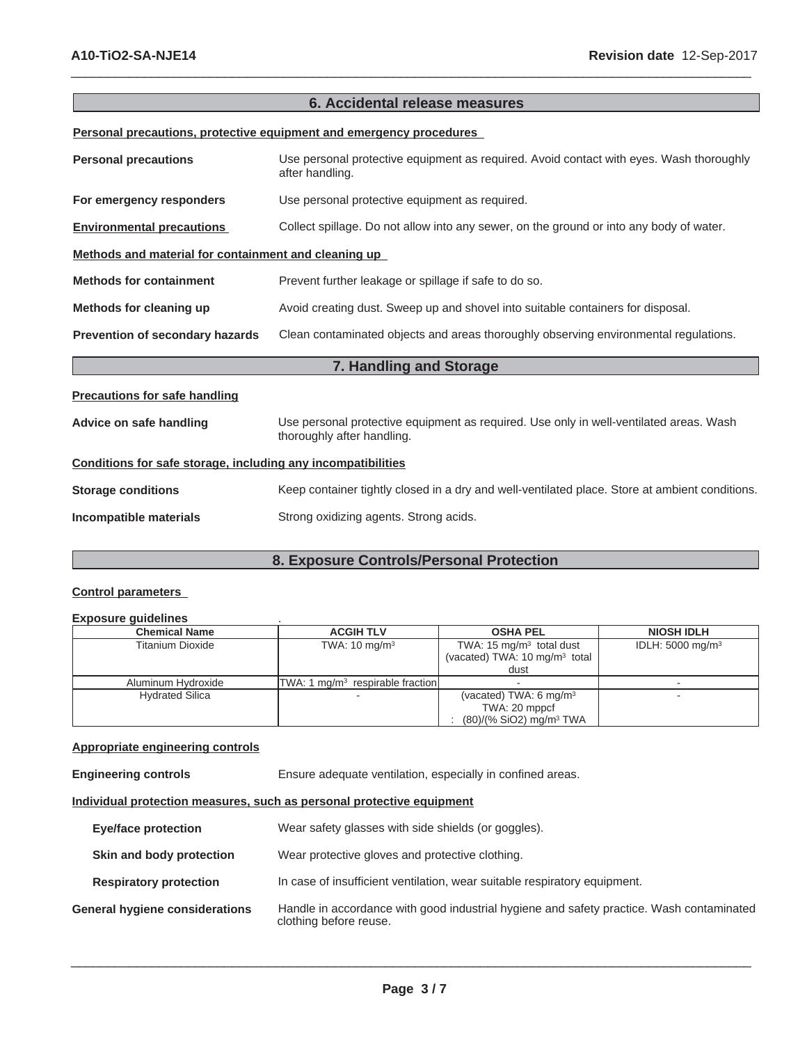## 6. Accidental release measures

**Personal precautions, protective equipment and emergency procedures**

**Personal precautions** Use personal protective equipment as required. Avoid contact with eyes. Wash thoroughly after handling.

**For emergency responders** Use personal protective equipment as required.

**Environmental precautions** Collect spillage. Do not allow into any sewer, on the ground or into any body of water.

**Methods and material for containment and cleaning up**

**Methods for containment** Prevent further leakage or spillage if safe to do so.

**Methods for cleaning up** Avoid creating dust. Sweep up and shovel into suitable containers for disposal.

**Prevention of secondary hazards** Clean contaminated objects and areas thoroughly observing environmental regulations.

## 7. Handling and Storage

**Precautions for safe handling**

**Advice on safe handling** Use personal protective equipment as required. Use only in well-ventilated areas. Wash thoroughly after handling.

**Conditions for safe storage, including any incompatibilities**

**Storage conditions** Keep container tightly closed in a dry and well-ventilated place. Store at ambient conditions.

**Incompatible materials** Strong oxidizing agents. Strong acids.

## 8. Exposure Controls/Personal Protection

**Control parameters**

**Exposure guidelines** .

| Chemical Name | ACGIH TLV | OSHA PEL | NIOSH IDLH |
|---|---|---|---|
| Titanium Dioxide | TWA: 10 mg/m³ | TWA: 15 mg/m³ total dust (vacated) TWA: 10 mg/m³ total dust | IDLH: 5000 mg/m³ |
| Aluminum Hydroxide | TWA: 1 mg/m³ respirable fraction | - | - |
| Hydrated Silica | - | (vacated) TWA: 6 mg/m³ TWA: 20 mppcf : (80)/(% SiO2) mg/m³ TWA | - |

**Appropriate engineering controls**

**Engineering controls** Ensure adequate ventilation, especially in confined areas.

**Individual protection measures, such as personal protective equipment**

**Eye/face protection** Wear safety glasses with side shields (or goggles).

**Skin and body protection** Wear protective gloves and protective clothing.

**Respiratory protection** In case of insufficient ventilation, wear suitable respiratory equipment.

**General hygiene considerations** Handle in accordance with good industrial hygiene and safety practice. Wash contaminated clothing before reuse.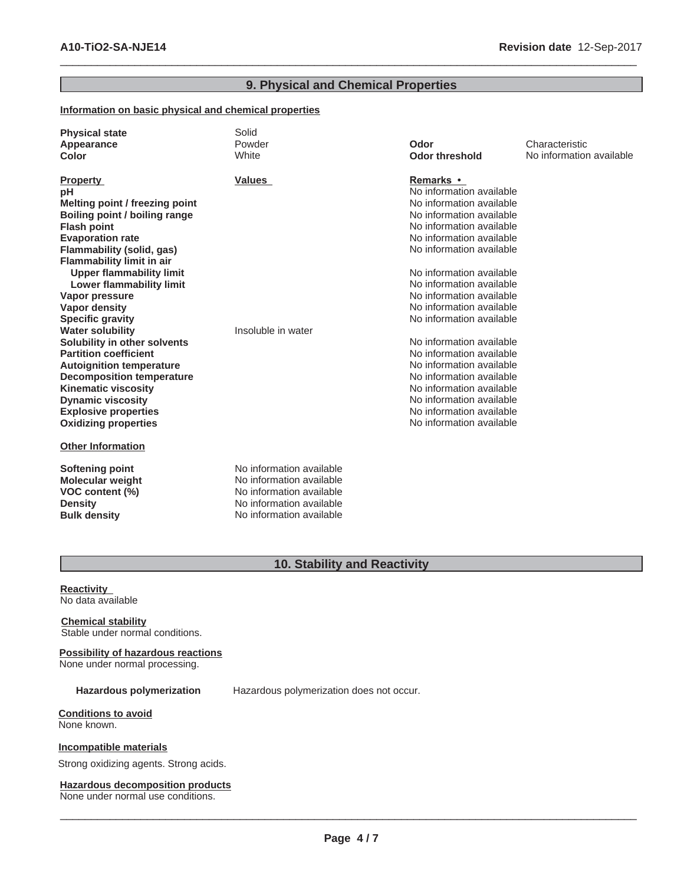## 9. Physical and Chemical Properties

**Information on basic physical and chemical properties**

| | | | |
|---|---|---|---|
| **Physical state** | Solid | | |
| **Appearance** | Powder | **Odor** | Characteristic |
| **Color** | White | **Odor threshold** | No information available |

| **Property** | **Values** | **Remarks •** |
|---|---|---|
| **pH** | | No information available |
| **Melting point / freezing point** | | No information available |
| **Boiling point / boiling range** | | No information available |
| **Flash point** | | No information available |
| **Evaporation rate** | | No information available |
| **Flammability (solid, gas)** | | No information available |
| **Flammability limit in air** | | |
| **Upper flammability limit** | | No information available |
| **Lower flammability limit** | | No information available |
| **Vapor pressure** | | No information available |
| **Vapor density** | | No information available |
| **Specific gravity** | | No information available |
| **Water solubility** | Insoluble in water | |
| **Solubility in other solvents** | | No information available |
| **Partition coefficient** | | No information available |
| **Autoignition temperature** | | No information available |
| **Decomposition temperature** | | No information available |
| **Kinematic viscosity** | | No information available |
| **Dynamic viscosity** | | No information available |
| **Explosive properties** | | No information available |
| **Oxidizing properties** | | No information available |

**Other Information**

| | |
|---|---|
| **Softening point** | No information available |
| **Molecular weight** | No information available |
| **VOC content (%)** | No information available |
| **Density** | No information available |
| **Bulk density** | No information available |

## 10. Stability and Reactivity

**Reactivity**
No data available

**Chemical stability**
Stable under normal conditions.

**Possibility of hazardous reactions**
None under normal processing.

**Hazardous polymerization** Hazardous polymerization does not occur.

**Conditions to avoid**
None known.

**Incompatible materials**
Strong oxidizing agents. Strong acids.

**Hazardous decomposition products**
None under normal use conditions.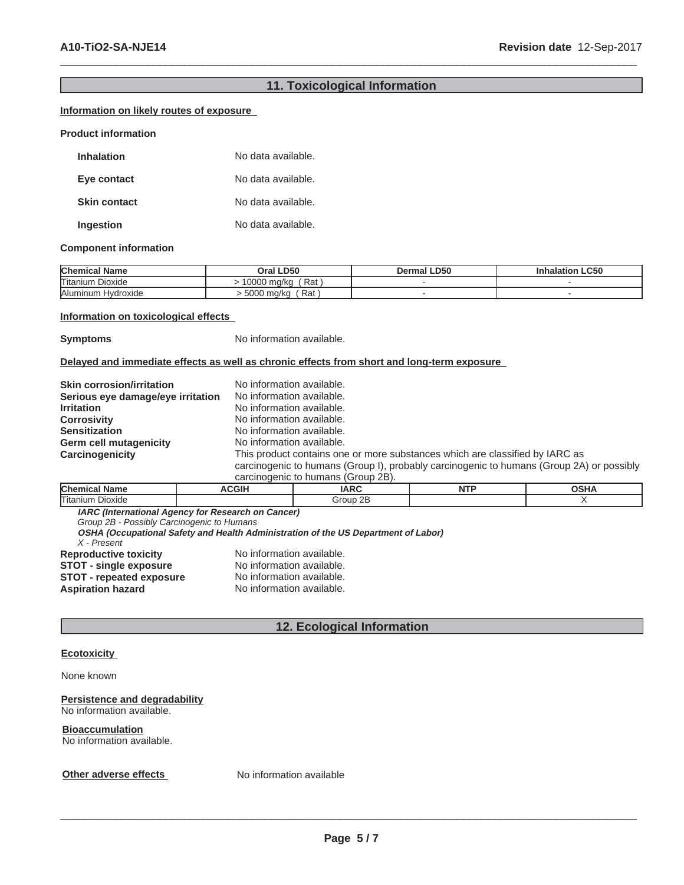## 11. Toxicological Information

**Information on likely routes of exposure**

**Product information**

**Inhalation** No data available.

**Eye contact** No data available.

**Skin contact** No data available.

**Ingestion** No data available.

**Component information**

| Chemical Name | Oral LD50 | Dermal LD50 | Inhalation LC50 |
|---|---|---|---|
| Titanium Dioxide | > 10000 mg/kg ( Rat ) | - | - |
| Aluminum Hydroxide | > 5000 mg/kg ( Rat ) | - | - |

**Information on toxicological effects**

**Symptoms** No information available.

**Delayed and immediate effects as well as chronic effects from short and long-term exposure**

**Skin corrosion/irritation** No information available.
**Serious eye damage/eye irritation** No information available.
**Irritation** No information available.
**Corrosivity** No information available.
**Sensitization** No information available.
**Germ cell mutagenicity** No information available.
**Carcinogenicity** This product contains one or more substances which are classified by IARC as carcinogenic to humans (Group I), probably carcinogenic to humans (Group 2A) or possibly carcinogenic to humans (Group 2B).

| Chemical Name | ACGIH | IARC | NTP | OSHA |
|---|---|---|---|---|
| Titanium Dioxide | | Group 2B | | X |

***IARC (International Agency for Research on Cancer)***
*Group 2B - Possibly Carcinogenic to Humans*
***OSHA (Occupational Safety and Health Administration of the US Department of Labor)***
*X - Present*

**Reproductive toxicity** No information available.
**STOT - single exposure** No information available.
**STOT - repeated exposure** No information available.
**Aspiration hazard** No information available.

## 12. Ecological Information

**Ecotoxicity**

None known

**Persistence and degradability**
No information available.

**Bioaccumulation**
No information available.

**Other adverse effects** No information available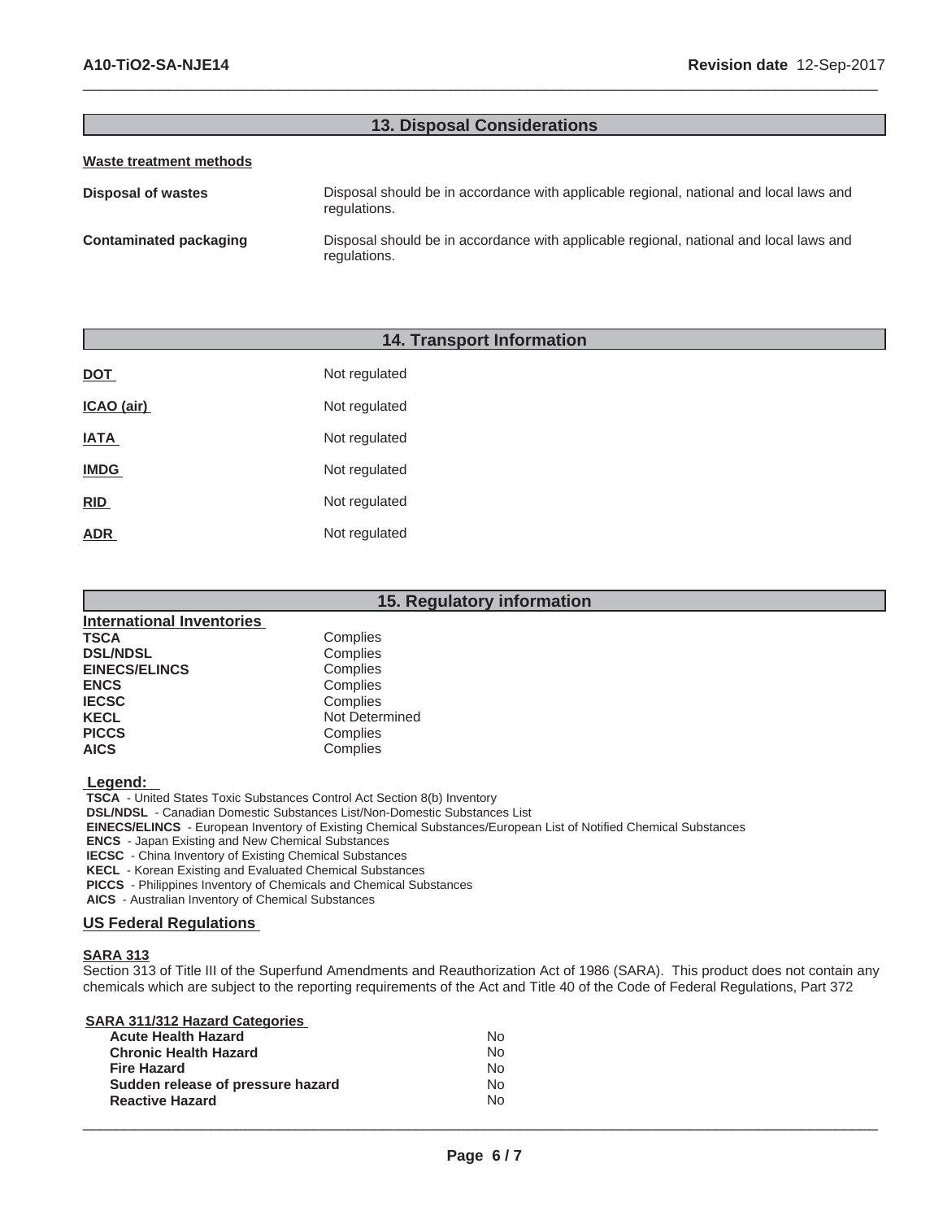## 13. Disposal Considerations

**Waste treatment methods**

| | |
|---|---|
| **Disposal of wastes** | Disposal should be in accordance with applicable regional, national and local laws and regulations. |
| **Contaminated packaging** | Disposal should be in accordance with applicable regional, national and local laws and regulations. |

## 14. Transport Information

| | |
|---|---|
| **DOT** | Not regulated |
| **ICAO (air)** | Not regulated |
| **IATA** | Not regulated |
| **IMDG** | Not regulated |
| **RID** | Not regulated |
| **ADR** | Not regulated |

## 15. Regulatory information

**International Inventories**

| | |
|---|---|
| **TSCA** | Complies |
| **DSL/NDSL** | Complies |
| **EINECS/ELINCS** | Complies |
| **ENCS** | Complies |
| **IECSC** | Complies |
| **KECL** | Not Determined |
| **PICCS** | Complies |
| **AICS** | Complies |

**Legend:**

**TSCA** - United States Toxic Substances Control Act Section 8(b) Inventory
**DSL/NDSL** - Canadian Domestic Substances List/Non-Domestic Substances List
**EINECS/ELINCS** - European Inventory of Existing Chemical Substances/European List of Notified Chemical Substances
**ENCS** - Japan Existing and New Chemical Substances
**IECSC** - China Inventory of Existing Chemical Substances
**KECL** - Korean Existing and Evaluated Chemical Substances
**PICCS** - Philippines Inventory of Chemicals and Chemical Substances
**AICS** - Australian Inventory of Chemical Substances

### US Federal Regulations

**SARA 313**

Section 313 of Title III of the Superfund Amendments and Reauthorization Act of 1986 (SARA). This product does not contain any chemicals which are subject to the reporting requirements of the Act and Title 40 of the Code of Federal Regulations, Part 372

**SARA 311/312 Hazard Categories**

| | |
|---|---|
| **Acute Health Hazard** | No |
| **Chronic Health Hazard** | No |
| **Fire Hazard** | No |
| **Sudden release of pressure hazard** | No |
| **Reactive Hazard** | No |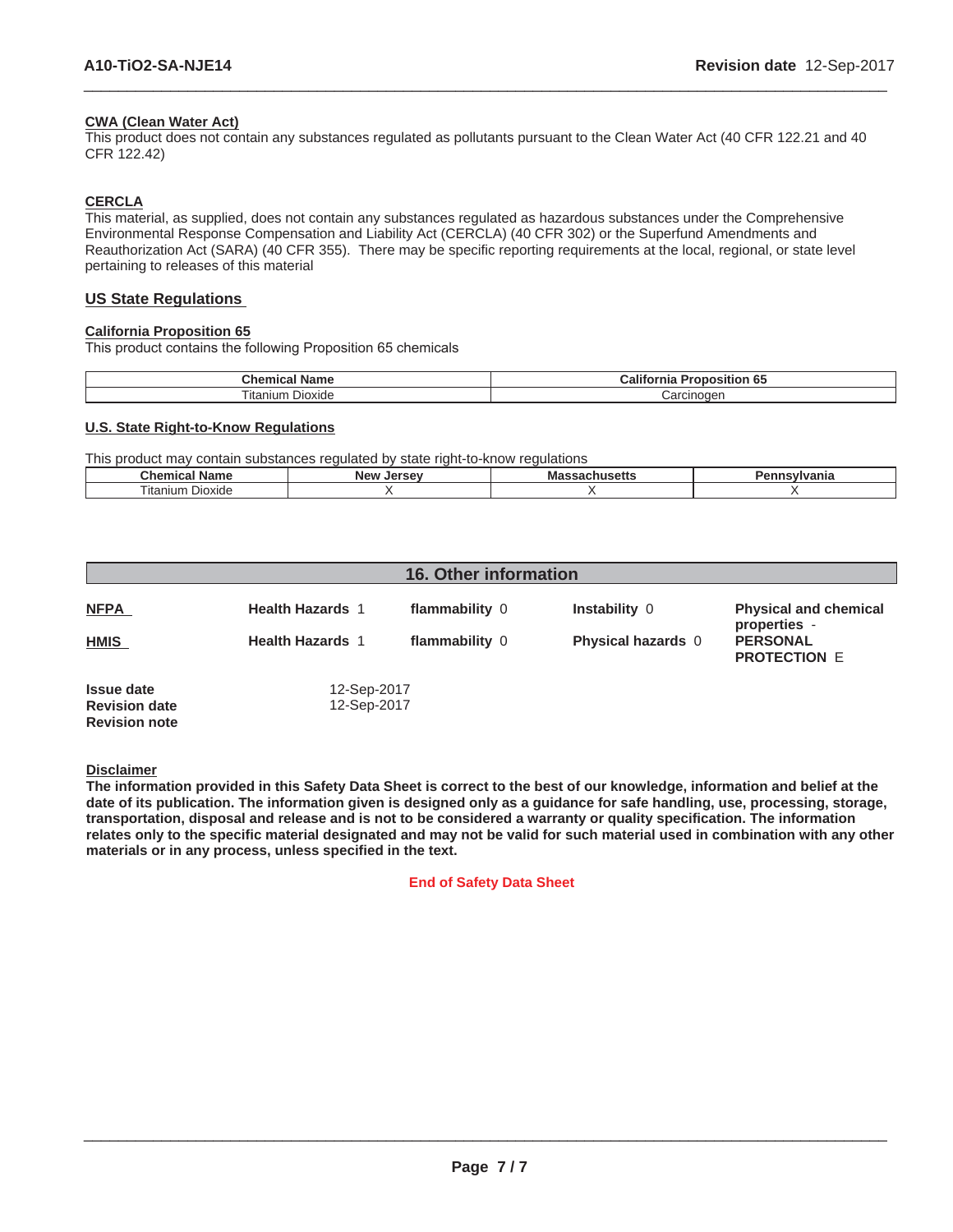#### CWA (Clean Water Act)

This product does not contain any substances regulated as pollutants pursuant to the Clean Water Act (40 CFR 122.21 and 40 CFR 122.42)

#### CERCLA

This material, as supplied, does not contain any substances regulated as hazardous substances under the Comprehensive Environmental Response Compensation and Liability Act (CERCLA) (40 CFR 302) or the Superfund Amendments and Reauthorization Act (SARA) (40 CFR 355). There may be specific reporting requirements at the local, regional, or state level pertaining to releases of this material

### US State Regulations

#### California Proposition 65

This product contains the following Proposition 65 chemicals

| Chemical Name | California Proposition 65 |
| --- | --- |
| Titanium Dioxide | Carcinogen |

#### U.S. State Right-to-Know Regulations

This product may contain substances regulated by state right-to-know regulations

| Chemical Name | New Jersey | Massachusetts | Pennsylvania |
| --- | --- | --- | --- |
| Titanium Dioxide | X | X | X |

## 16. Other information

| | | | | |
| --- | --- | --- | --- | --- |
| **NFPA** | **Health Hazards** 1 | **flammability** 0 | **Instability** 0 | **Physical and chemical properties** - |
| **HMIS** | **Health Hazards** 1 | **flammability** 0 | **Physical hazards** 0 | **PERSONAL PROTECTION** E |

**Issue date** 12-Sep-2017
**Revision date** 12-Sep-2017
**Revision note**

#### Disclaimer

**The information provided in this Safety Data Sheet is correct to the best of our knowledge, information and belief at the date of its publication. The information given is designed only as a guidance for safe handling, use, processing, storage, transportation, disposal and release and is not to be considered a warranty or quality specification. The information relates only to the specific material designated and may not be valid for such material used in combination with any other materials or in any process, unless specified in the text.**

**End of Safety Data Sheet**